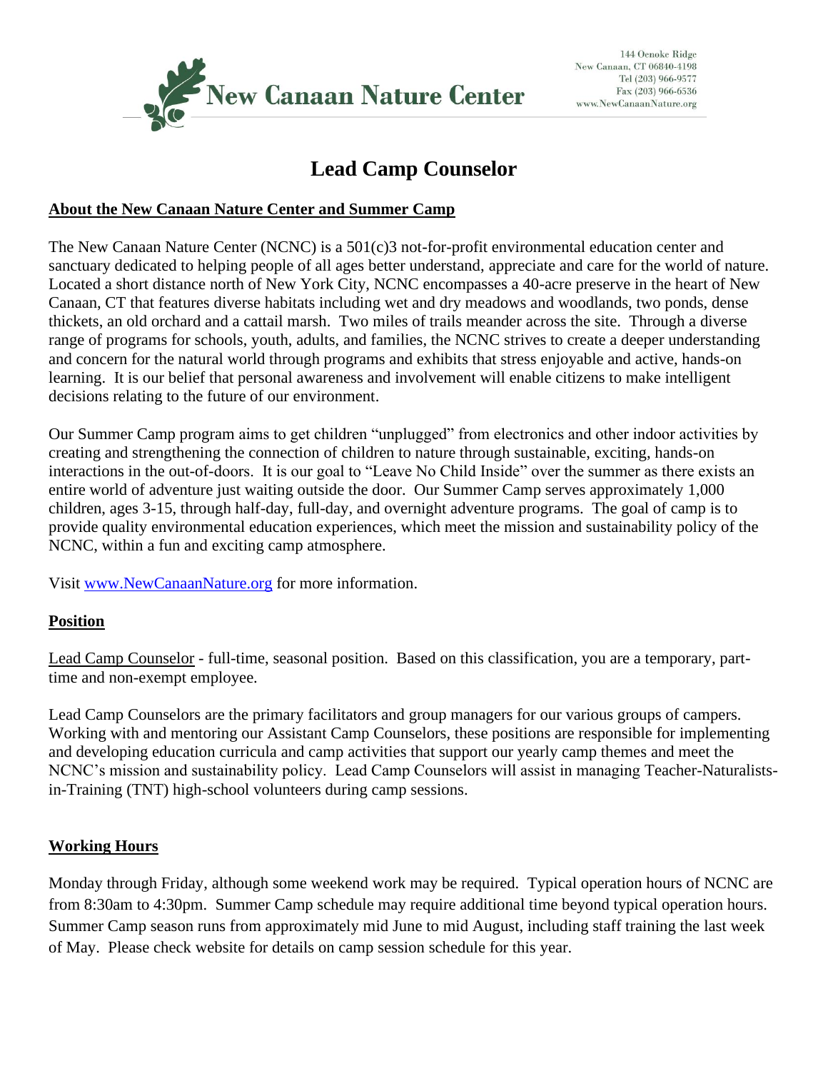New Canaan Nature Center

144 Oenoke Ridge
New Canaan, CT 06840-4198
Tel (203) 966-9577
Fax (203) 966-6536
www.NewCanaanNature.org

# Lead Camp Counselor

## About the New Canaan Nature Center and Summer Camp

The New Canaan Nature Center (NCNC) is a 501(c)3 not-for-profit environmental education center and sanctuary dedicated to helping people of all ages better understand, appreciate and care for the world of nature. Located a short distance north of New York City, NCNC encompasses a 40-acre preserve in the heart of New Canaan, CT that features diverse habitats including wet and dry meadows and woodlands, two ponds, dense thickets, an old orchard and a cattail marsh. Two miles of trails meander across the site. Through a diverse range of programs for schools, youth, adults, and families, the NCNC strives to create a deeper understanding and concern for the natural world through programs and exhibits that stress enjoyable and active, hands-on learning. It is our belief that personal awareness and involvement will enable citizens to make intelligent decisions relating to the future of our environment.

Our Summer Camp program aims to get children "unplugged" from electronics and other indoor activities by creating and strengthening the connection of children to nature through sustainable, exciting, hands-on interactions in the out-of-doors. It is our goal to "Leave No Child Inside" over the summer as there exists an entire world of adventure just waiting outside the door. Our Summer Camp serves approximately 1,000 children, ages 3-15, through half-day, full-day, and overnight adventure programs. The goal of camp is to provide quality environmental education experiences, which meet the mission and sustainability policy of the NCNC, within a fun and exciting camp atmosphere.

Visit [www.NewCanaanNature.org](http://www.NewCanaanNature.org) for more information.

## Position

Lead Camp Counselor - full-time, seasonal position. Based on this classification, you are a temporary, part-time and non-exempt employee.

Lead Camp Counselors are the primary facilitators and group managers for our various groups of campers. Working with and mentoring our Assistant Camp Counselors, these positions are responsible for implementing and developing education curricula and camp activities that support our yearly camp themes and meet the NCNC's mission and sustainability policy. Lead Camp Counselors will assist in managing Teacher-Naturalists-in-Training (TNT) high-school volunteers during camp sessions.

## Working Hours

Monday through Friday, although some weekend work may be required. Typical operation hours of NCNC are from 8:30am to 4:30pm. Summer Camp schedule may require additional time beyond typical operation hours. Summer Camp season runs from approximately mid June to mid August, including staff training the last week of May. Please check website for details on camp session schedule for this year.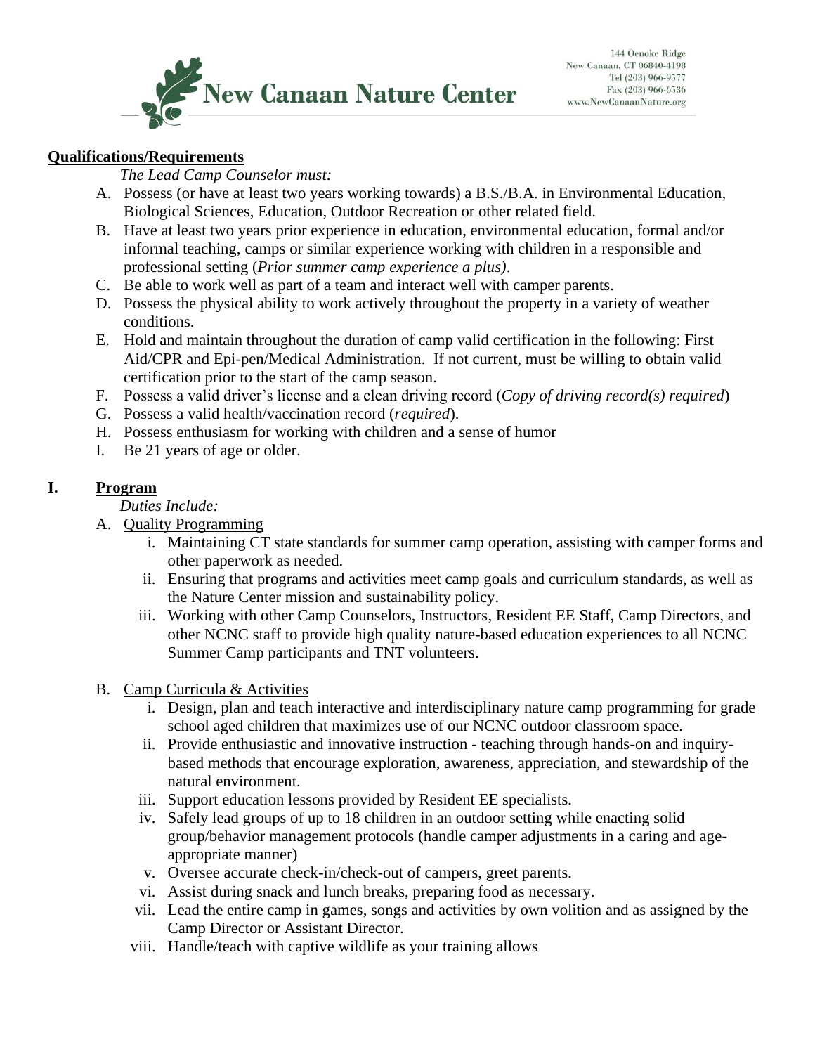**Qualifications/Requirements**

*The Lead Camp Counselor must:*

A. Possess (or have at least two years working towards) a B.S./B.A. in Environmental Education, Biological Sciences, Education, Outdoor Recreation or other related field.
B. Have at least two years prior experience in education, environmental education, formal and/or informal teaching, camps or similar experience working with children in a responsible and professional setting (*Prior summer camp experience a plus)*.
C. Be able to work well as part of a team and interact well with camper parents.
D. Possess the physical ability to work actively throughout the property in a variety of weather conditions.
E. Hold and maintain throughout the duration of camp valid certification in the following: First Aid/CPR and Epi-pen/Medical Administration. If not current, must be willing to obtain valid certification prior to the start of the camp season.
F. Possess a valid driver's license and a clean driving record (*Copy of driving record(s) required*)
G. Possess a valid health/vaccination record (*required*).
H. Possess enthusiasm for working with children and a sense of humor
I. Be 21 years of age or older.

## I. Program

*Duties Include:*

A. Quality Programming
   i. Maintaining CT state standards for summer camp operation, assisting with camper forms and other paperwork as needed.
   ii. Ensuring that programs and activities meet camp goals and curriculum standards, as well as the Nature Center mission and sustainability policy.
   iii. Working with other Camp Counselors, Instructors, Resident EE Staff, Camp Directors, and other NCNC staff to provide high quality nature-based education experiences to all NCNC Summer Camp participants and TNT volunteers.

B. Camp Curricula & Activities
   i. Design, plan and teach interactive and interdisciplinary nature camp programming for grade school aged children that maximizes use of our NCNC outdoor classroom space.
   ii. Provide enthusiastic and innovative instruction - teaching through hands-on and inquiry-based methods that encourage exploration, awareness, appreciation, and stewardship of the natural environment.
   iii. Support education lessons provided by Resident EE specialists.
   iv. Safely lead groups of up to 18 children in an outdoor setting while enacting solid group/behavior management protocols (handle camper adjustments in a caring and age-appropriate manner)
   v. Oversee accurate check-in/check-out of campers, greet parents.
   vi. Assist during snack and lunch breaks, preparing food as necessary.
   vii. Lead the entire camp in games, songs and activities by own volition and as assigned by the Camp Director or Assistant Director.
   viii. Handle/teach with captive wildlife as your training allows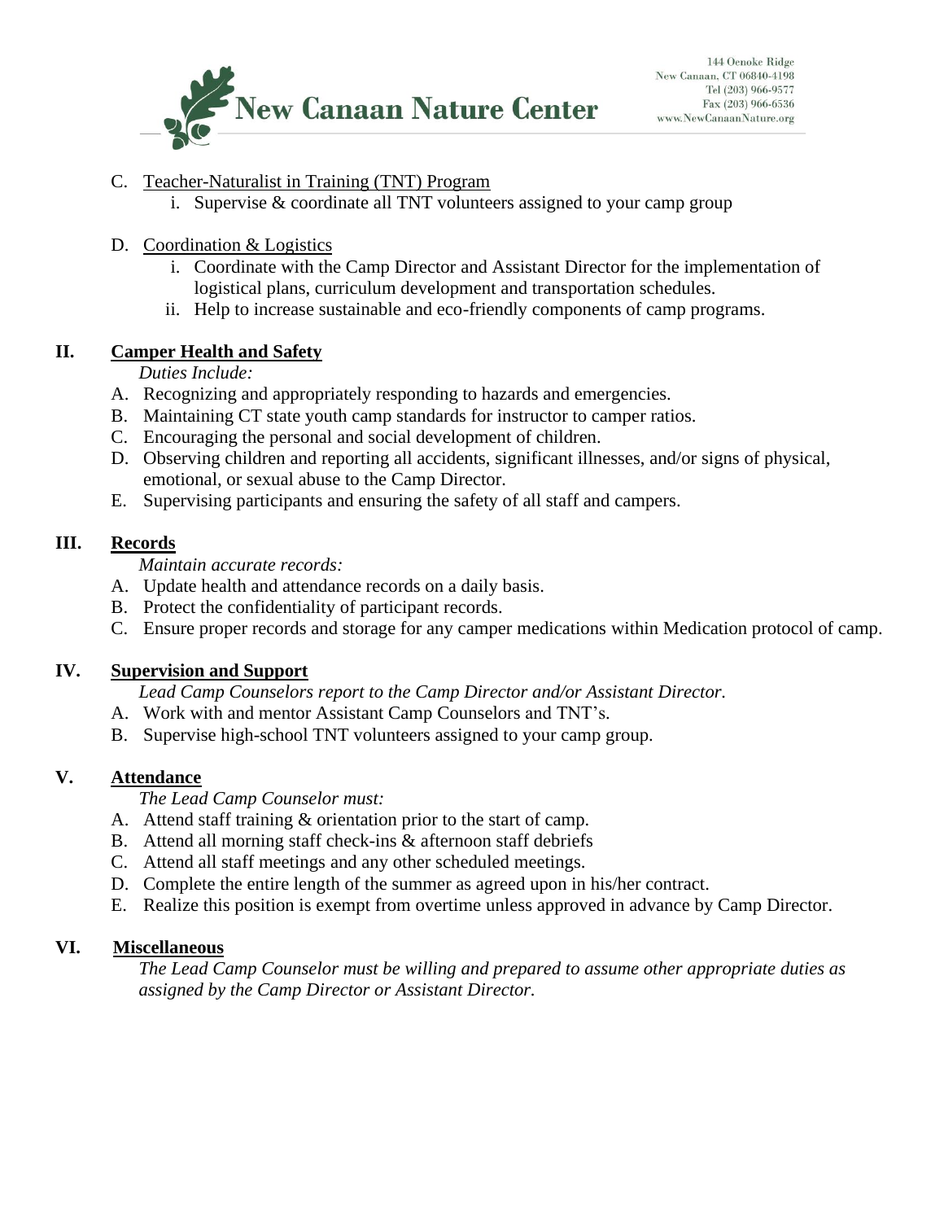C. Teacher-Naturalist in Training (TNT) Program
   i. Supervise & coordinate all TNT volunteers assigned to your camp group

D. Coordination & Logistics
   i. Coordinate with the Camp Director and Assistant Director for the implementation of logistical plans, curriculum development and transportation schedules.
   ii. Help to increase sustainable and eco-friendly components of camp programs.

## II. Camper Health and Safety

*Duties Include:*

A. Recognizing and appropriately responding to hazards and emergencies.
B. Maintaining CT state youth camp standards for instructor to camper ratios.
C. Encouraging the personal and social development of children.
D. Observing children and reporting all accidents, significant illnesses, and/or signs of physical, emotional, or sexual abuse to the Camp Director.
E. Supervising participants and ensuring the safety of all staff and campers.

## III. Records

*Maintain accurate records:*

A. Update health and attendance records on a daily basis.
B. Protect the confidentiality of participant records.
C. Ensure proper records and storage for any camper medications within Medication protocol of camp.

## IV. Supervision and Support

*Lead Camp Counselors report to the Camp Director and/or Assistant Director.*

A. Work with and mentor Assistant Camp Counselors and TNT's.
B. Supervise high-school TNT volunteers assigned to your camp group.

## V. Attendance

*The Lead Camp Counselor must:*

A. Attend staff training & orientation prior to the start of camp.
B. Attend all morning staff check-ins & afternoon staff debriefs
C. Attend all staff meetings and any other scheduled meetings.
D. Complete the entire length of the summer as agreed upon in his/her contract.
E. Realize this position is exempt from overtime unless approved in advance by Camp Director.

## VI. Miscellaneous

*The Lead Camp Counselor must be willing and prepared to assume other appropriate duties as assigned by the Camp Director or Assistant Director.*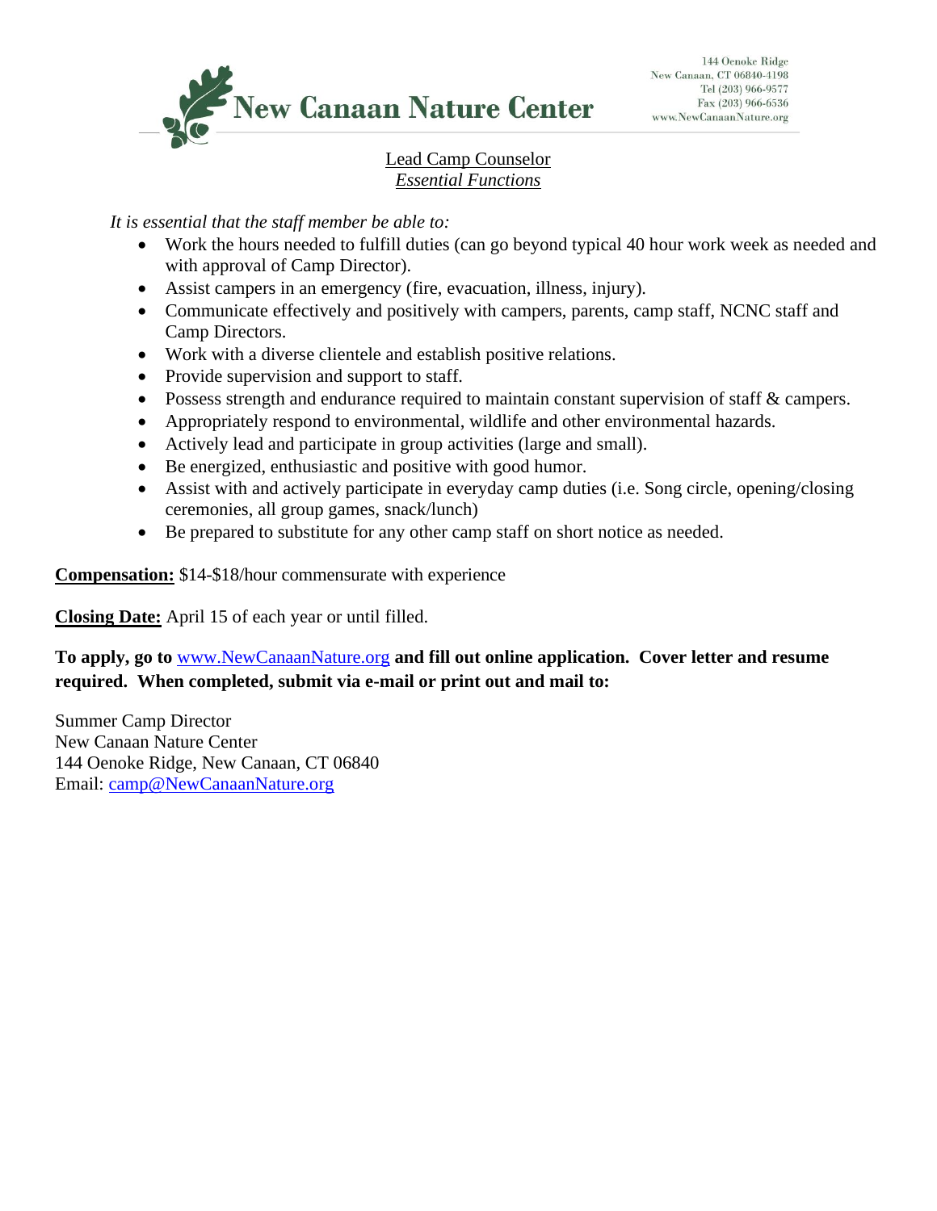New Canaan Nature Center

144 Oenoke Ridge
New Canaan, CT 06840-4198
Tel (203) 966-9577
Fax (203) 966-6536
www.NewCanaanNature.org

## Lead Camp Counselor
### *Essential Functions*

*It is essential that the staff member be able to:*

- Work the hours needed to fulfill duties (can go beyond typical 40 hour work week as needed and with approval of Camp Director).
- Assist campers in an emergency (fire, evacuation, illness, injury).
- Communicate effectively and positively with campers, parents, camp staff, NCNC staff and Camp Directors.
- Work with a diverse clientele and establish positive relations.
- Provide supervision and support to staff.
- Possess strength and endurance required to maintain constant supervision of staff & campers.
- Appropriately respond to environmental, wildlife and other environmental hazards.
- Actively lead and participate in group activities (large and small).
- Be energized, enthusiastic and positive with good humor.
- Assist with and actively participate in everyday camp duties (i.e. Song circle, opening/closing ceremonies, all group games, snack/lunch)
- Be prepared to substitute for any other camp staff on short notice as needed.

**Compensation:** $14-$18/hour commensurate with experience

**Closing Date:** April 15 of each year or until filled.

**To apply, go to www.NewCanaanNature.org and fill out online application. Cover letter and resume required. When completed, submit via e-mail or print out and mail to:**

Summer Camp Director
New Canaan Nature Center
144 Oenoke Ridge, New Canaan, CT 06840
Email: camp@NewCanaanNature.org